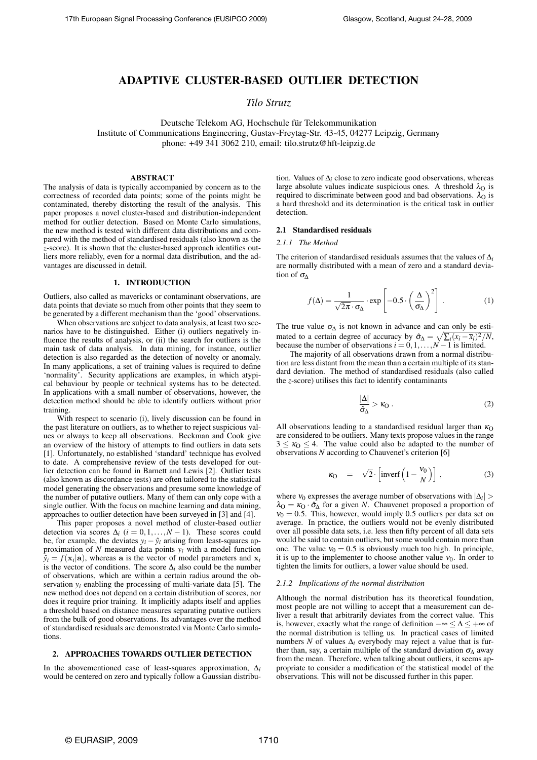# ADAPTIVE CLUSTER-BASED OUTLIER DETECTION

*Tilo Strutz*

Deutsche Telekom AG, Hochschule für Telekommunikation
Institute of Communications Engineering, Gustav-Freytag-Str. 43-45, 04277 Leipzig, Germany
phone: +49 341 3062 210, email: tilo.strutz@hft-leipzig.de

## ABSTRACT

The analysis of data is typically accompanied by concern as to the correctness of recorded data points; some of the points might be contaminated, thereby distorting the result of the analysis. This paper proposes a novel cluster-based and distribution-independent method for outlier detection. Based on Monte Carlo simulations, the new method is tested with different data distributions and compared with the method of standardised residuals (also known as the $z$-score). It is shown that the cluster-based approach identifies outliers more reliably, even for a normal data distribution, and the advantages are discussed in detail.

## 1. INTRODUCTION

Outliers, also called as mavericks or contaminant observations, are data points that deviate so much from other points that they seem to be generated by a different mechanism than the 'good' observations.

When observations are subject to data analysis, at least two scenarios have to be distinguished. Either (i) outliers negatively influence the results of analysis, or (ii) the search for outliers is the main task of data analysis. In data mining, for instance, outlier detection is also regarded as the detection of novelty or anomaly. In many applications, a set of training values is required to define 'normality'. Security applications are examples, in which atypical behaviour by people or technical systems has to be detected. In applications with a small number of observations, however, the detection method should be able to identify outliers without prior training.

With respect to scenario (i), lively discussion can be found in the past literature on outliers, as to whether to reject suspicious values or always to keep all observations. Beckman and Cook give an overview of the history of attempts to find outliers in data sets [1]. Unfortunately, no established 'standard' technique has evolved to date. A comprehensive review of the tests developed for outlier detection can be found in Barnett and Lewis [2]. Outlier tests (also known as discordance tests) are often tailored to the statistical model generating the observations and presume some knowledge of the number of putative outliers. Many of them can only cope with a single outlier. With the focus on machine learning and data mining, approaches to outlier detection have been surveyed in [3] and [4].

This paper proposes a novel method of cluster-based outlier detection via scores $\Delta_i$ ($i = 0, 1, \ldots, N-1$). These scores could be, for example, the deviates $y_i - \hat{y}_i$ arising from least-squares approximation of $N$ measured data points $y_i$ with a model function $\hat{y}_i = f(\mathbf{x}_i|\mathbf{a})$, whereas $\mathbf{a}$ is the vector of model parameters and $\mathbf{x}_i$ is the vector of conditions. The score $\Delta_i$ also could be the number of observations, which are within a certain radius around the observation $y_i$ enabling the processing of multi-variate data [5]. The new method does not depend on a certain distribution of scores, nor does it require prior training. It implicitly adapts itself and applies a threshold based on distance measures separating putative outliers from the bulk of good observations. Its advantages over the method of standardised residuals are demonstrated via Monte Carlo simulations.

## 2. APPROACHES TOWARDS OUTLIER DETECTION

In the abovementioned case of least-squares approximation, $\Delta_i$ would be centered on zero and typically follow a Gaussian distribution. Values of $\Delta_i$ close to zero indicate good observations, whereas large absolute values indicate suspicious ones. A threshold $\lambda_O$ is required to discriminate between good and bad observations. $\lambda_O$ is a hard threshold and its determination is the critical task in outlier detection.

### 2.1 Standardised residuals

#### 2.1.1 The Method

The criterion of standardised residuals assumes that the values of $\Delta_i$ are normally distributed with a mean of zero and a standard deviation of $\sigma_\Delta$

$$f(\Delta) = \frac{1}{\sqrt{2\pi} \cdot \sigma_\Delta} \cdot \exp\left[-0.5 \cdot \left(\frac{\Delta}{\sigma_\Delta}\right)^2\right] . \tag{1}$$

The true value $\sigma_\Delta$ is not known in advance and can only be estimated to a certain degree of accuracy by $\hat{\sigma}_\Delta = \sqrt{\sum_i (x_i - \overline{x}_i)^2 / N}$, because the number of observations $i = 0, 1, \ldots, N-1$ is limited.

The majority of all observations drawn from a normal distribution are less distant from the mean than a certain multiple of its standard deviation. The method of standardised residuals (also called the $z$-score) utilises this fact to identify contaminants

$$\frac{|\Delta|}{\hat{\sigma}_\Delta} > \kappa_O . \tag{2}$$

All observations leading to a standardised residual larger than $\kappa_O$ are considered to be outliers. Many texts propose values in the range $3 \le \kappa_O \le 4$. The value could also be adapted to the number of observations $N$ according to Chauvenet's criterion [6]

$$\kappa_O = \sqrt{2} \cdot \left[\mathrm{inverf}\left(1 - \frac{\nu_0}{N}\right)\right] , \tag{3}$$

where $\nu_0$ expresses the average number of observations with $|\Delta_i| > \lambda_O = \kappa_O \cdot \hat{\sigma}_\Delta$ for a given $N$. Chauvenet proposed a proportion of $\nu_0 = 0.5$. This, however, would imply 0.5 outliers per data set on average. In practice, the outliers would not be evenly distributed over all possible data sets, i.e. less then fifty percent of all data sets would be said to contain outliers, but some would contain more than one. The value $\nu_0 = 0.5$ is obviously much too high. In principle, it is up to the implementer to choose another value $\nu_0$. In order to tighten the limits for outliers, a lower value should be used.

#### 2.1.2 Implications of the normal distribution

Although the normal distribution has its theoretical foundation, most people are not willing to accept that a measurement can deliver a result that arbitrarily deviates from the correct value. This is, however, exactly what the range of definition $-\infty \le \Delta \le +\infty$ of the normal distribution is telling us. In practical cases of limited numbers $N$ of values $\Delta_i$ everybody may reject a value that is further than, say, a certain multiple of the standard deviation $\sigma_\Delta$ away from the mean. Therefore, when talking about outliers, it seems appropriate to consider a modification of the statistical model of the observations. This will not be discussed further in this paper.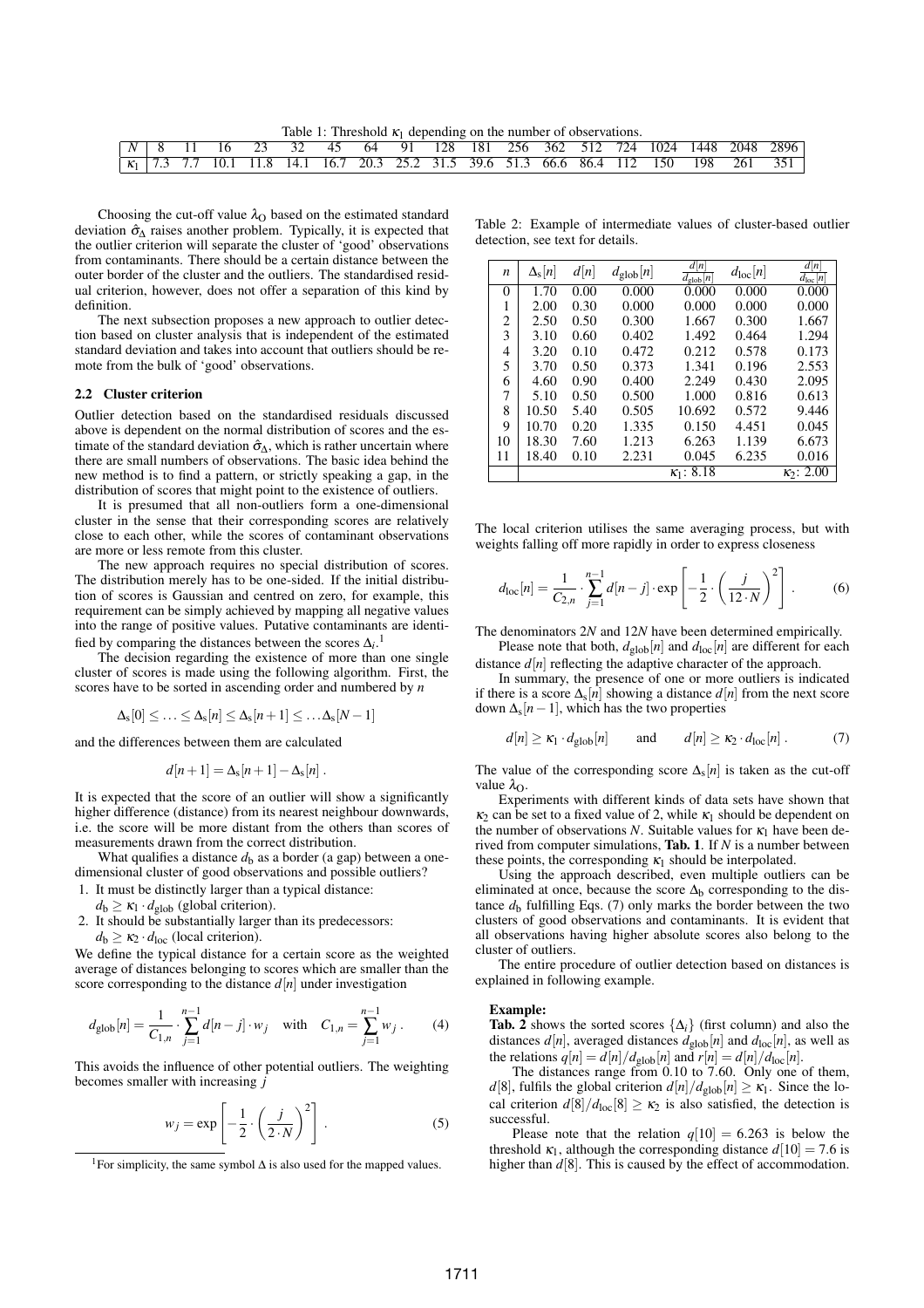Table 1: Threshold $\kappa_1$ depending on the number of observations.

| $N$ | 8 | 11 | 16 | 23 | 32 | 45 | 64 | 91 | 128 | 181 | 256 | 362 | 512 | 724 | 1024 | 1448 | 2048 | 2896 |
|---|---|---|---|---|---|---|---|---|---|---|---|---|---|---|---|---|---|---|
| $\kappa_1$ | 7.3 | 7.7 | 10.1 | 11.8 | 14.1 | 16.7 | 20.3 | 25.2 | 31.5 | 39.6 | 51.3 | 66.6 | 86.4 | 112 | 150 | 198 | 261 | 351 |

Choosing the cut-off value $\lambda_O$ based on the estimated standard deviation $\hat{\sigma}_\Delta$ raises another problem. Typically, it is expected that the outlier criterion will separate the cluster of 'good' observations from contaminants. There should be a certain distance between the outer border of the cluster and the outliers. The standardised residual criterion, however, does not offer a separation of this kind by definition.

The next subsection proposes a new approach to outlier detection based on cluster analysis that is independent of the estimated standard deviation and takes into account that outliers should be remote from the bulk of 'good' observations.

### 2.2 Cluster criterion

Outlier detection based on the standardised residuals discussed above is dependent on the normal distribution of scores and the estimate of the standard deviation $\hat{\sigma}_\Delta$, which is rather uncertain where there are small numbers of observations. The basic idea behind the new method is to find a pattern, or strictly speaking a gap, in the distribution of scores that might point to the existence of outliers.

It is presumed that all non-outliers form a one-dimensional cluster in the sense that their corresponding scores are relatively close to each other, while the scores of contaminant observations are more or less remote from this cluster.

The new approach requires no special distribution of scores. The distribution merely has to be one-sided. If the initial distribution of scores is Gaussian and centred on zero, for example, this requirement can be simply achieved by mapping all negative values into the range of positive values. Putative contaminants are identified by comparing the distances between the scores $\Delta_i$.[1]

The decision regarding the existence of more than one single cluster of scores is made using the following algorithm. First, the scores have to be sorted in ascending order and numbered by $n$

$$\Delta_s[0] \leq \ldots \leq \Delta_s[n] \leq \Delta_s[n+1] \leq \ldots \Delta_s[N-1]$$

and the differences between them are calculated

$$d[n+1] = \Delta_s[n+1] - \Delta_s[n] \,.$$

It is expected that the score of an outlier will show a significantly higher difference (distance) from its nearest neighbour downwards, i.e. the score will be more distant from the others than scores of measurements drawn from the correct distribution.

What qualifies a distance $d_b$ as a border (a gap) between a one-dimensional cluster of good observations and possible outliers?

1. It must be distinctly larger than a typical distance: $d_b \geq \kappa_1 \cdot d_{glob}$ (global criterion).
2. It should be substantially larger than its predecessors: $d_b \geq \kappa_2 \cdot d_{loc}$ (local criterion).

We define the typical distance for a certain score as the weighted average of distances belonging to scores which are smaller than the score corresponding to the distance $d[n]$ under investigation

$$d_{glob}[n] = \frac{1}{C_{1,n}} \cdot \sum_{j=1}^{n-1} d[n-j] \cdot w_j \quad \text{with} \quad C_{1,n} = \sum_{j=1}^{n-1} w_j \,. \tag{4}$$

This avoids the influence of other potential outliers. The weighting becomes smaller with increasing $j$

$$w_j = \exp\left[-\frac{1}{2} \cdot \left(\frac{j}{2 \cdot N}\right)^2\right] . \tag{5}$$

[1] For simplicity, the same symbol $\Delta$ is also used for the mapped values.

Table 2: Example of intermediate values of cluster-based outlier detection, see text for details.

| $n$ | $\Delta_s[n]$ | $d[n]$ | $d_{glob}[n]$ | $\frac{d[n]}{d_{glob}[n]}$ | $d_{loc}[n]$ | $\frac{d[n]}{d_{loc}[n]}$ |
|---|---|---|---|---|---|---|
| 0 | 1.70 | 0.00 | 0.000 | 0.000 | 0.000 | 0.000 |
| 1 | 2.00 | 0.30 | 0.000 | 0.000 | 0.000 | 0.000 |
| 2 | 2.50 | 0.50 | 0.300 | 1.667 | 0.300 | 1.667 |
| 3 | 3.10 | 0.60 | 0.402 | 1.492 | 0.464 | 1.294 |
| 4 | 3.20 | 0.10 | 0.472 | 0.212 | 0.578 | 0.173 |
| 5 | 3.70 | 0.50 | 0.373 | 1.341 | 0.196 | 2.553 |
| 6 | 4.60 | 0.90 | 0.400 | 2.249 | 0.430 | 2.095 |
| 7 | 5.10 | 0.50 | 0.500 | 1.000 | 0.816 | 0.613 |
| 8 | 10.50 | 5.40 | 0.505 | 10.692 | 0.572 | 9.446 |
| 9 | 10.70 | 0.20 | 1.335 | 0.150 | 4.451 | 0.045 |
| 10 | 18.30 | 7.60 | 1.213 | 6.263 | 1.139 | 6.673 |
| 11 | 18.40 | 0.10 | 2.231 | 0.045 | 6.235 | 0.016 |
| | | | | $\kappa_1$: 8.18 | | $\kappa_2$: 2.00 |

The local criterion utilises the same averaging process, but with weights falling off more rapidly in order to express closeness

$$d_{loc}[n] = \frac{1}{C_{2,n}} \cdot \sum_{j=1}^{n-1} d[n-j] \cdot \exp\left[-\frac{1}{2} \cdot \left(\frac{j}{12 \cdot N}\right)^2\right] . \tag{6}$$

The denominators $2N$ and $12N$ have been determined empirically.

Please note that both, $d_{glob}[n]$ and $d_{loc}[n]$ are different for each distance $d[n]$ reflecting the adaptive character of the approach.

In summary, the presence of one or more outliers is indicated if there is a score $\Delta_s[n]$ showing a distance $d[n]$ from the next score down $\Delta_s[n-1]$, which has the two properties

$$d[n] \geq \kappa_1 \cdot d_{glob}[n] \qquad \text{and} \qquad d[n] \geq \kappa_2 \cdot d_{loc}[n] \,. \tag{7}$$

The value of the corresponding score $\Delta_s[n]$ is taken as the cut-off value $\lambda_O$.

Experiments with different kinds of data sets have shown that $\kappa_2$ can be set to a fixed value of 2, while $\kappa_1$ should be dependent on the number of observations $N$. Suitable values for $\kappa_1$ have been derived from computer simulations, **Tab. 1**. If $N$ is a number between these points, the corresponding $\kappa_1$ should be interpolated.

Using the approach described, even multiple outliers can be eliminated at once, because the score $\Delta_b$ corresponding to the distance $d_b$ fulfilling Eqs. (7) only marks the border between the two clusters of good observations and contaminants. It is evident that all observations having higher absolute scores also belong to the cluster of outliers.

The entire procedure of outlier detection based on distances is explained in following example.

**Example:**
**Tab. 2** shows the sorted scores $\{\Delta_i\}$ (first column) and also the distances $d[n]$, averaged distances $d_{glob}[n]$ and $d_{loc}[n]$, as well as the relations $q[n] = d[n]/d_{glob}[n]$ and $r[n] = d[n]/d_{loc}[n]$.

The distances range from 0.10 to 7.60. Only one of them, $d[8]$, fulfils the global criterion $d[n]/d_{glob}[n] \geq \kappa_1$. Since the local criterion $d[8]/d_{loc}[8] \geq \kappa_2$ is also satisfied, the detection is successful.

Please note that the relation $q[10] = 6.263$ is below the threshold $\kappa_1$, although the corresponding distance $d[10] = 7.6$ is higher than $d[8]$. This is caused by the effect of accommodation.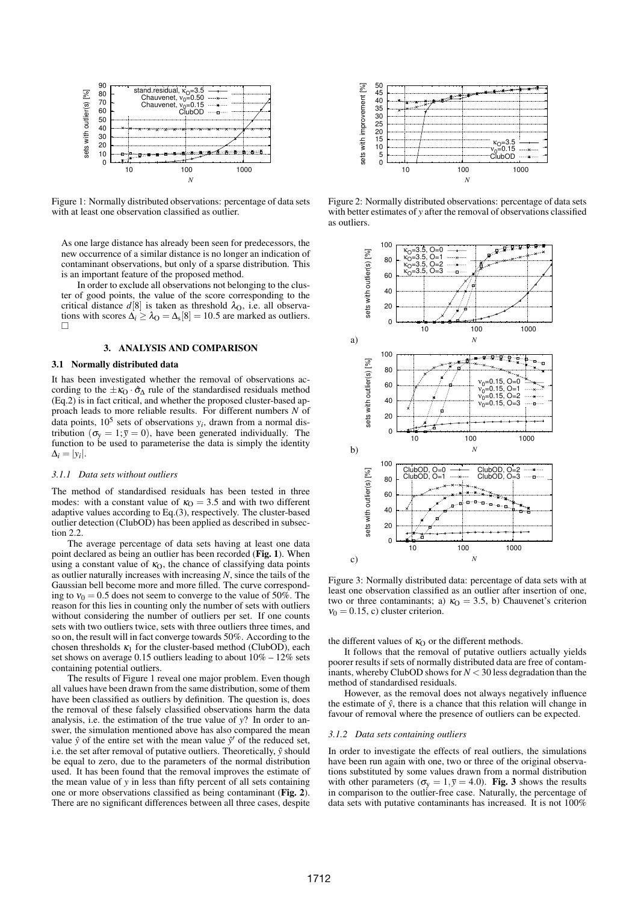Figure 1: Normally distributed observations: percentage of data sets with at least one observation classified as outlier.

Figure 2: Normally distributed observations: percentage of data sets with better estimates of $y$ after the removal of observations classified as outliers.

As one large distance has already been seen for predecessors, the new occurrence of a similar distance is no longer an indication of contaminant observations, but only of a sparse distribution. This is an important feature of the proposed method.

In order to exclude all observations not belonging to the cluster of good points, the value of the score corresponding to the critical distance $d[8]$ is taken as threshold $\lambda_O$, i.e. all observations with scores $\Delta_i \geq \lambda_O = \Delta_s[8] = 10.5$ are marked as outliers. □

## 3. ANALYSIS AND COMPARISON

### 3.1 Normally distributed data

It has been investigated whether the removal of observations according to the $\pm\kappa_O \cdot \hat{\sigma}_\Delta$ rule of the standardised residuals method (Eq.2) is in fact critical, and whether the proposed cluster-based approach leads to more reliable results. For different numbers $N$ of data points, $10^5$ sets of observations $y_i$, drawn from a normal distribution ($\sigma_y = 1; \bar{y} = 0$), have been generated individually. The function to be used to parameterise the data is simply the identity $\Delta_i = |y_i|$.

#### 3.1.1 Data sets without outliers

The method of standardised residuals has been tested in three modes: with a constant value of $\kappa_O = 3.5$ and with two different adaptive values according to Eq.(3), respectively. The cluster-based outlier detection (ClubOD) has been applied as described in subsection 2.2.

The average percentage of data sets having at least one data point declared as being an outlier has been recorded (**Fig. 1**). When using a constant value of $\kappa_O$, the chance of classifying data points as outlier naturally increases with increasing $N$, since the tails of the Gaussian bell become more and more filled. The curve corresponding to $\nu_0 = 0.5$ does not seem to converge to the value of 50%. The reason for this lies in counting only the number of sets with outliers without considering the number of outliers per set. If one counts sets with two outliers twice, sets with three outliers three times, and so on, the result will in fact converge towards 50%. According to the chosen thresholds $\kappa_1$ for the cluster-based method (ClubOD), each set shows on average 0.15 outliers leading to about 10% – 12% sets containing potential outliers.

The results of Figure 1 reveal one major problem. Even though all values have been drawn from the same distribution, some of them have been classified as outliers by definition. The question is, does the removal of these falsely classified observations harm the data analysis, i.e. the estimation of the true value of $y$? In order to answer, the simulation mentioned above has also compared the mean value $\hat{y}$ of the entire set with the mean value $\hat{y}'$ of the reduced set, i.e. the set after removal of putative outliers. Theoretically, $\hat{y}$ should be equal to zero, due to the parameters of the normal distribution used. It has been found that the removal improves the estimate of the mean value of $y$ in less than fifty percent of all sets containing one or more observations classified as being contaminant (**Fig. 2**). There are no significant differences between all three cases, despite the different values of $\kappa_O$ or the different methods.

Figure 3: Normally distributed data: percentage of data sets with at least one observation classified as an outlier after insertion of one, two or three contaminants; a) $\kappa_O = 3.5$, b) Chauvenet's criterion $\nu_0 = 0.15$, c) cluster criterion.

It follows that the removal of putative outliers actually yields poorer results if sets of normally distributed data are free of contaminants, whereby ClubOD shows for $N < 30$ less degradation than the method of standardised residuals.

However, as the removal does not always negatively influence the estimate of $\hat{y}$, there is a chance that this relation will change in favour of removal where the presence of outliers can be expected.

#### 3.1.2 Data sets containing outliers

In order to investigate the effects of real outliers, the simulations have been run again with one, two or three of the original observations substituted by some values drawn from a normal distribution with other parameters ($\sigma_y = 1, \bar{y} = 4.0$). **Fig. 3** shows the results in comparison to the outlier-free case. Naturally, the percentage of data sets with putative contaminants has increased. It is not 100%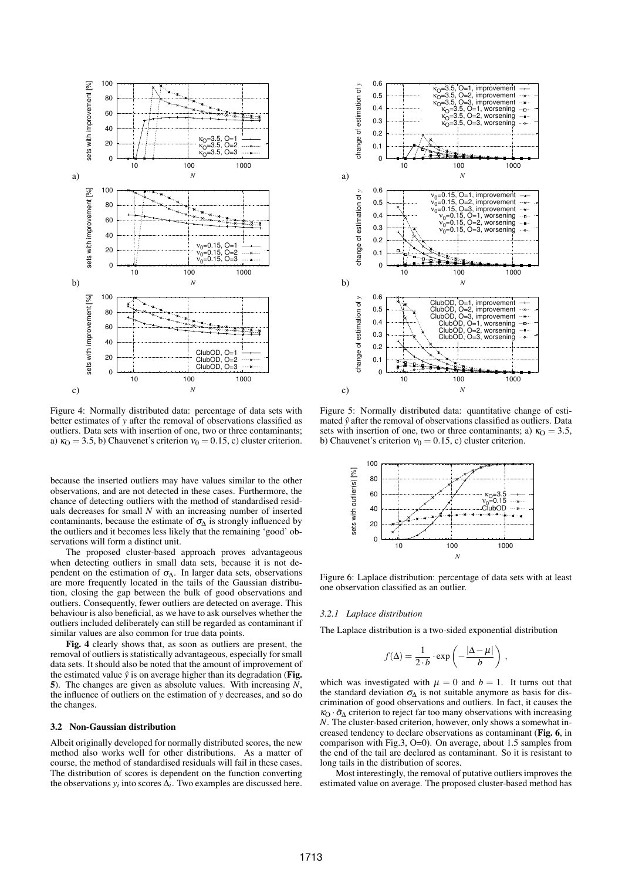Figure 4: Normally distributed data: percentage of data sets with better estimates of $y$ after the removal of observations classified as outliers. Data sets with insertion of one, two or three contaminants; a) $\kappa_O = 3.5$, b) Chauvenet's criterion $v_0 = 0.15$, c) cluster criterion.

Figure 5: Normally distributed data: quantitative change of estimated $\hat{y}$ after the removal of observations classified as outliers. Data sets with insertion of one, two or three contaminants; a) $\kappa_O = 3.5$, b) Chauvenet's criterion $v_0 = 0.15$, c) cluster criterion.

because the inserted outliers may have values similar to the other observations, and are not detected in these cases. Furthermore, the chance of detecting outliers with the method of standardised residuals decreases for small $N$ with an increasing number of inserted contaminants, because the estimate of $\sigma_\Delta$ is strongly influenced by the outliers and it becomes less likely that the remaining 'good' observations will form a distinct unit.

The proposed cluster-based approach proves advantageous when detecting outliers in small data sets, because it is not dependent on the estimation of $\sigma_\Delta$. In larger data sets, observations are more frequently located in the tails of the Gaussian distribution, closing the gap between the bulk of good observations and outliers. Consequently, fewer outliers are detected on average. This behaviour is also beneficial, as we have to ask ourselves whether the outliers included deliberately can still be regarded as contaminant if similar values are also common for true data points.

**Fig. 4** clearly shows that, as soon as outliers are present, the removal of outliers is statistically advantageous, especially for small data sets. It should also be noted that the amount of improvement of the estimated value $\hat{y}$ is on average higher than its degradation (**Fig. 5**). The changes are given as absolute values. With increasing $N$, the influence of outliers on the estimation of $y$ decreases, and so do the changes.

### 3.2 Non-Gaussian distribution

Albeit originally developed for normally distributed scores, the new method also works well for other distributions. As a matter of course, the method of standardised residuals will fail in these cases. The distribution of scores is dependent on the function converting the observations $y_i$ into scores $\Delta_i$. Two examples are discussed here.

Figure 6: Laplace distribution: percentage of data sets with at least one observation classified as an outlier.

#### 3.2.1 Laplace distribution

The Laplace distribution is a two-sided exponential distribution

$$f(\Delta) = \frac{1}{2 \cdot b} \cdot \exp\left(-\frac{|\Delta - \mu|}{b}\right) ,$$

which was investigated with $\mu = 0$ and $b = 1$. It turns out that the standard deviation $\sigma_\Delta$ is not suitable anymore as basis for discrimination of good observations and outliers. In fact, it causes the $\kappa_O \cdot \hat{\sigma}_\Delta$ criterion to reject far too many observations with increasing $N$. The cluster-based criterion, however, only shows a somewhat increased tendency to declare observations as contaminant (**Fig. 6**, in comparison with Fig.3, O=0). On average, about 1.5 samples from the end of the tail are declared as contaminant. So it is resistant to long tails in the distribution of scores.

Most interestingly, the removal of putative outliers improves the estimated value on average. The proposed cluster-based method has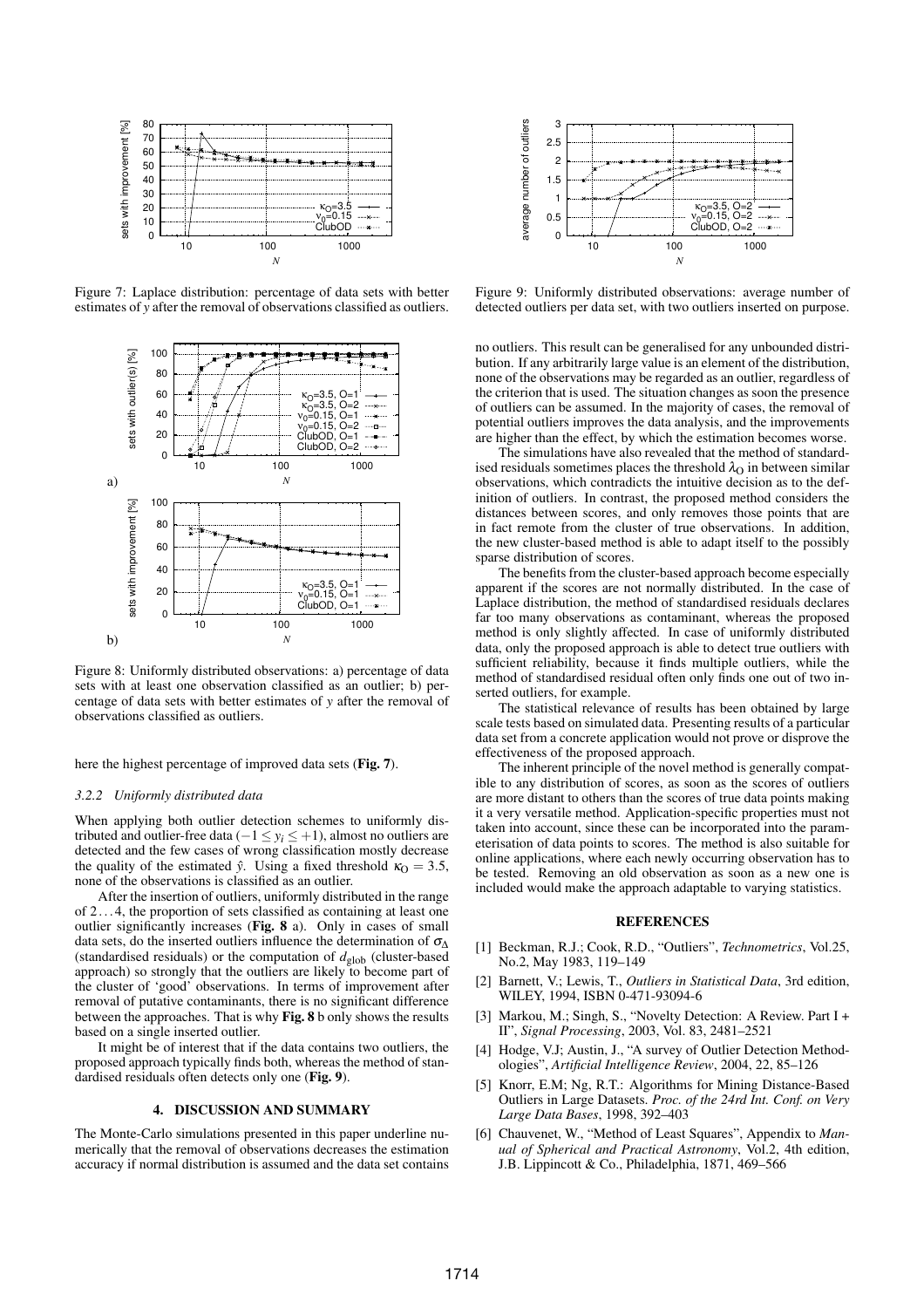sets with improvement [%]

80
70
60
50
40
30
20
10
0

10 100 1000

$N$

$\kappa_O$=3.5
$\nu_0$=0.15
ClubOD

Figure 7: Laplace distribution: percentage of data sets with better estimates of $y$ after the removal of observations classified as outliers.

a)

sets with outlier(s) [%]

100
80
60
40
20
0

10 100 1000

$N$

$\kappa_O$=3.5, O=1
$\kappa_O$=3.5, O=2
$\nu_0$=0.15, O=1
$\nu_0$=0.15, O=2
ClubOD, O=1
ClubOD, O=2

b)

sets with improvement [%]

100
80
60
40
20
0

10 100 1000

$N$

$\kappa_O$=3.5, O=1
$\nu_0$=0.15, O=1
ClubOD, O=1

Figure 8: Uniformly distributed observations: a) percentage of data sets with at least one observation classified as an outlier; b) percentage of data sets with better estimates of $y$ after the removal of observations classified as outliers.

here the highest percentage of improved data sets (**Fig. 7**).

### 3.2.2 Uniformly distributed data

When applying both outlier detection schemes to uniformly distributed and outlier-free data ($-1 \leq y_i \leq +1$), almost no outliers are detected and the few cases of wrong classification mostly decrease the quality of the estimated $\hat{y}$. Using a fixed threshold $\kappa_O = 3.5$, none of the observations is classified as an outlier.

After the insertion of outliers, uniformly distributed in the range of $2 \dots 4$, the proportion of sets classified as containing at least one outlier significantly increases (**Fig. 8** a). Only in cases of small data sets, do the inserted outliers influence the determination of $\sigma_\Delta$ (standardised residuals) or the computation of $d_{\text{glob}}$ (cluster-based approach) so strongly that the outliers are likely to become part of the cluster of 'good' observations. In terms of improvement after removal of putative contaminants, there is no significant difference between the approaches. That is why **Fig. 8** b only shows the results based on a single inserted outlier.

It might be of interest that if the data contains two outliers, the proposed approach typically finds both, whereas the method of standardised residuals often detects only one (**Fig. 9**).

## 4. DISCUSSION AND SUMMARY

The Monte-Carlo simulations presented in this paper underline numerically that the removal of observations decreases the estimation accuracy if normal distribution is assumed and the data set contains no outliers. This result can be generalised for any unbounded distribution. If any arbitrarily large value is an element of the distribution, none of the observations may be regarded as an outlier, regardless of the criterion that is used. The situation changes as soon the presence of outliers can be assumed. In the majority of cases, the removal of potential outliers improves the data analysis, and the improvements are higher than the effect, by which the estimation becomes worse.

average number of outliers

3
2.5
2
1.5
1
0.5
0

10 100 1000

$N$

$\kappa_O$=3.5, O=2
$\nu_0$=0.15, O=2
ClubOD, O=2

Figure 9: Uniformly distributed observations: average number of detected outliers per data set, with two outliers inserted on purpose.

The simulations have also revealed that the method of standardised residuals sometimes places the threshold $\lambda_O$ in between similar observations, which contradicts the intuitive decision as to the definition of outliers. In contrast, the proposed method considers the distances between scores, and only removes those points that are in fact remote from the cluster of true observations. In addition, the new cluster-based method is able to adapt itself to the possibly sparse distribution of scores.

The benefits from the cluster-based approach become especially apparent if the scores are not normally distributed. In the case of Laplace distribution, the method of standardised residuals declares far too many observations as contaminant, whereas the proposed method is only slightly affected. In case of uniformly distributed data, only the proposed approach is able to detect true outliers with sufficient reliability, because it finds multiple outliers, while the method of standardised residual often only finds one out of two inserted outliers, for example.

The statistical relevance of results has been obtained by large scale tests based on simulated data. Presenting results of a particular data set from a concrete application would not prove or disprove the effectiveness of the proposed approach.

The inherent principle of the novel method is generally compatible to any distribution of scores, as soon as the scores of outliers are more distant to others than the scores of true data points making it a very versatile method. Application-specific properties must not taken into account, since these can be incorporated into the parameterisation of data points to scores. The method is also suitable for online applications, where each newly occurring observation has to be tested. Removing an old observation as soon as a new one is included would make the approach adaptable to varying statistics.

## REFERENCES

[1] Beckman, R.J.; Cook, R.D., "Outliers", *Technometrics*, Vol.25, No.2, May 1983, 119–149

[2] Barnett, V.; Lewis, T., *Outliers in Statistical Data*, 3rd edition, WILEY, 1994, ISBN 0-471-93094-6

[3] Markou, M.; Singh, S., "Novelty Detection: A Review. Part I + II", *Signal Processing*, 2003, Vol. 83, 2481–2521

[4] Hodge, V.J; Austin, J., "A survey of Outlier Detection Methodologies", *Artificial Intelligence Review*, 2004, 22, 85–126

[5] Knorr, E.M; Ng, R.T.: Algorithms for Mining Distance-Based Outliers in Large Datasets. *Proc. of the 24rd Int. Conf. on Very Large Data Bases*, 1998, 392–403

[6] Chauvenet, W., "Method of Least Squares", Appendix to *Manual of Spherical and Practical Astronomy*, Vol.2, 4th edition, J.B. Lippincott & Co., Philadelphia, 1871, 469–566